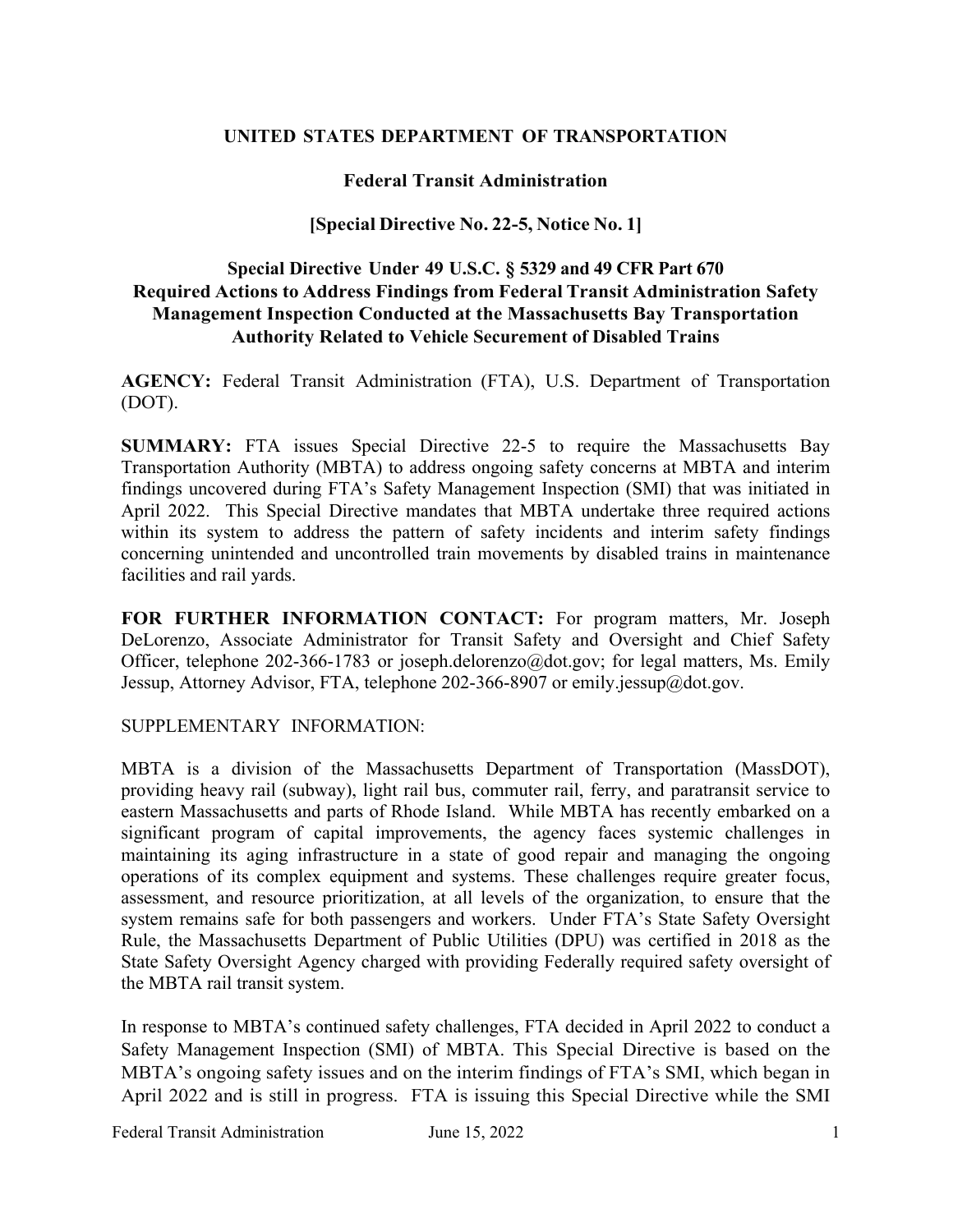**UNITED STATES DEPARTMENT OF TRANSPORTATION**

**Federal Transit Administration**

**[Special Directive No. 22-5, Notice No. 1]**

**Special Directive Under 49 U.S.C. § 5329 and 49 CFR Part 670**
**Required Actions to Address Findings from Federal Transit Administration Safety Management Inspection Conducted at the Massachusetts Bay Transportation Authority Related to Vehicle Securement of Disabled Trains**

**AGENCY:** Federal Transit Administration (FTA), U.S. Department of Transportation (DOT).

**SUMMARY:** FTA issues Special Directive 22-5 to require the Massachusetts Bay Transportation Authority (MBTA) to address ongoing safety concerns at MBTA and interim findings uncovered during FTA's Safety Management Inspection (SMI) that was initiated in April 2022. This Special Directive mandates that MBTA undertake three required actions within its system to address the pattern of safety incidents and interim safety findings concerning unintended and uncontrolled train movements by disabled trains in maintenance facilities and rail yards.

**FOR FURTHER INFORMATION CONTACT:** For program matters, Mr. Joseph DeLorenzo, Associate Administrator for Transit Safety and Oversight and Chief Safety Officer, telephone 202-366-1783 or joseph.delorenzo@dot.gov; for legal matters, Ms. Emily Jessup, Attorney Advisor, FTA, telephone 202-366-8907 or emily.jessup@dot.gov.

SUPPLEMENTARY INFORMATION:

MBTA is a division of the Massachusetts Department of Transportation (MassDOT), providing heavy rail (subway), light rail bus, commuter rail, ferry, and paratransit service to eastern Massachusetts and parts of Rhode Island. While MBTA has recently embarked on a significant program of capital improvements, the agency faces systemic challenges in maintaining its aging infrastructure in a state of good repair and managing the ongoing operations of its complex equipment and systems. These challenges require greater focus, assessment, and resource prioritization, at all levels of the organization, to ensure that the system remains safe for both passengers and workers. Under FTA's State Safety Oversight Rule, the Massachusetts Department of Public Utilities (DPU) was certified in 2018 as the State Safety Oversight Agency charged with providing Federally required safety oversight of the MBTA rail transit system.

In response to MBTA's continued safety challenges, FTA decided in April 2022 to conduct a Safety Management Inspection (SMI) of MBTA. This Special Directive is based on the MBTA's ongoing safety issues and on the interim findings of FTA's SMI, which began in April 2022 and is still in progress. FTA is issuing this Special Directive while the SMI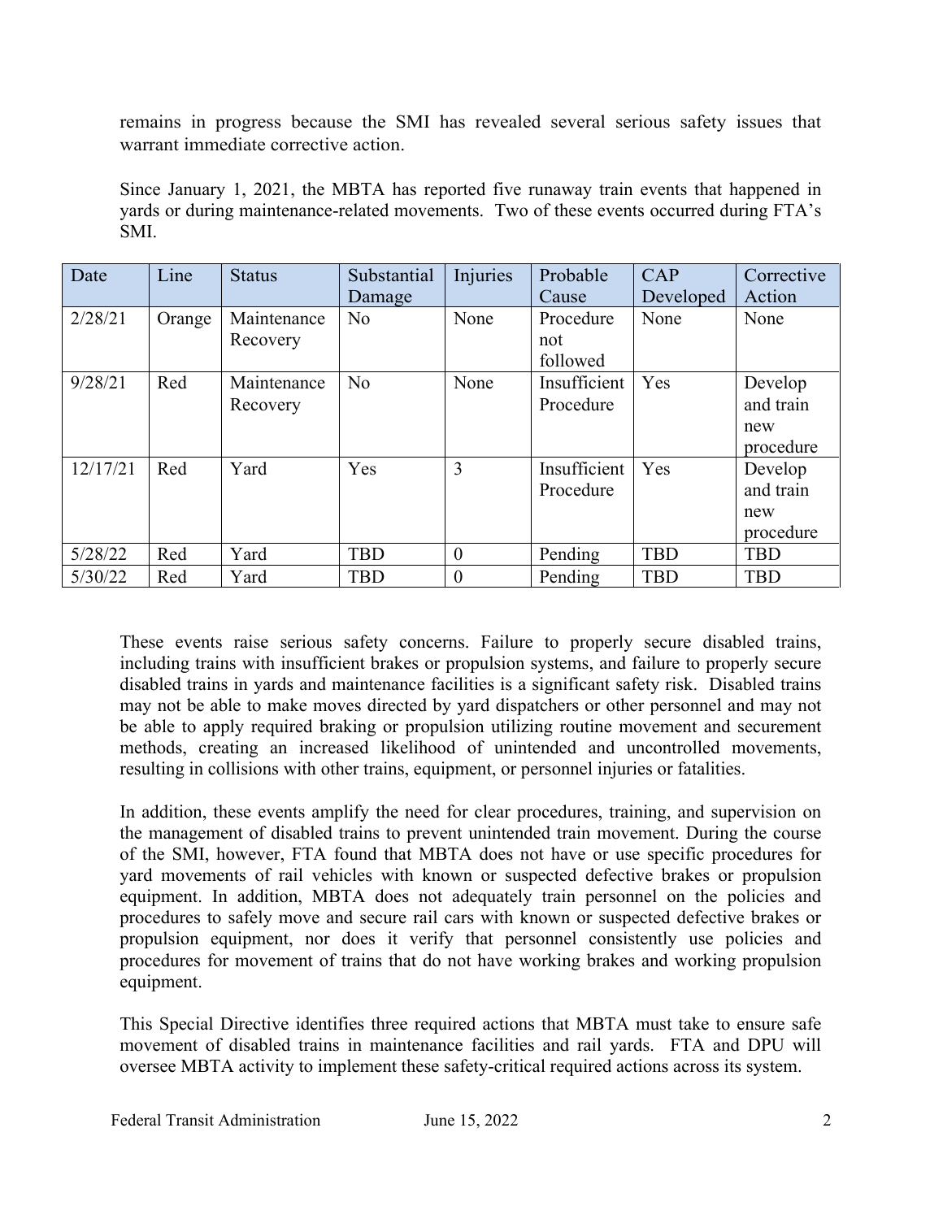remains in progress because the SMI has revealed several serious safety issues that warrant immediate corrective action.

Since January 1, 2021, the MBTA has reported five runaway train events that happened in yards or during maintenance-related movements. Two of these events occurred during FTA's SMI.

| Date | Line | Status | Substantial Damage | Injuries | Probable Cause | CAP Developed | Corrective Action |
|---|---|---|---|---|---|---|---|
| 2/28/21 | Orange | Maintenance Recovery | No | None | Procedure not followed | None | None |
| 9/28/21 | Red | Maintenance Recovery | No | None | Insufficient Procedure | Yes | Develop and train new procedure |
| 12/17/21 | Red | Yard | Yes | 3 | Insufficient Procedure | Yes | Develop and train new procedure |
| 5/28/22 | Red | Yard | TBD | 0 | Pending | TBD | TBD |
| 5/30/22 | Red | Yard | TBD | 0 | Pending | TBD | TBD |

These events raise serious safety concerns. Failure to properly secure disabled trains, including trains with insufficient brakes or propulsion systems, and failure to properly secure disabled trains in yards and maintenance facilities is a significant safety risk. Disabled trains may not be able to make moves directed by yard dispatchers or other personnel and may not be able to apply required braking or propulsion utilizing routine movement and securement methods, creating an increased likelihood of unintended and uncontrolled movements, resulting in collisions with other trains, equipment, or personnel injuries or fatalities.

In addition, these events amplify the need for clear procedures, training, and supervision on the management of disabled trains to prevent unintended train movement. During the course of the SMI, however, FTA found that MBTA does not have or use specific procedures for yard movements of rail vehicles with known or suspected defective brakes or propulsion equipment. In addition, MBTA does not adequately train personnel on the policies and procedures to safely move and secure rail cars with known or suspected defective brakes or propulsion equipment, nor does it verify that personnel consistently use policies and procedures for movement of trains that do not have working brakes and working propulsion equipment.

This Special Directive identifies three required actions that MBTA must take to ensure safe movement of disabled trains in maintenance facilities and rail yards. FTA and DPU will oversee MBTA activity to implement these safety-critical required actions across its system.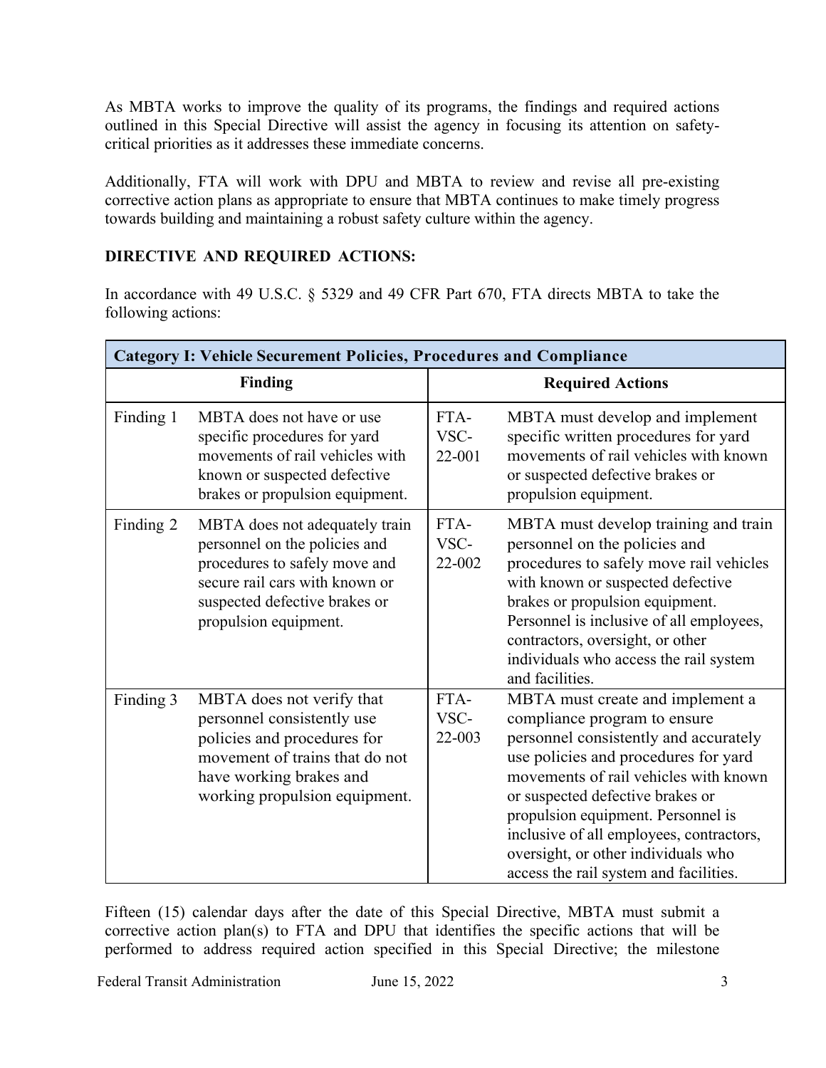As MBTA works to improve the quality of its programs, the findings and required actions outlined in this Special Directive will assist the agency in focusing its attention on safety-critical priorities as it addresses these immediate concerns.

Additionally, FTA will work with DPU and MBTA to review and revise all pre-existing corrective action plans as appropriate to ensure that MBTA continues to make timely progress towards building and maintaining a robust safety culture within the agency.

**DIRECTIVE AND REQUIRED ACTIONS:**

In accordance with 49 U.S.C. § 5329 and 49 CFR Part 670, FTA directs MBTA to take the following actions:

| **Category I: Vehicle Securement Policies, Procedures and Compliance** | | | |
|---|---|---|---|
| **Finding** | | **Required Actions** | |
| Finding 1 | MBTA does not have or use specific procedures for yard movements of rail vehicles with known or suspected defective brakes or propulsion equipment. | FTA-VSC-22-001 | MBTA must develop and implement specific written procedures for yard movements of rail vehicles with known or suspected defective brakes or propulsion equipment. |
| Finding 2 | MBTA does not adequately train personnel on the policies and procedures to safely move and secure rail cars with known or suspected defective brakes or propulsion equipment. | FTA-VSC-22-002 | MBTA must develop training and train personnel on the policies and procedures to safely move rail vehicles with known or suspected defective brakes or propulsion equipment. Personnel is inclusive of all employees, contractors, oversight, or other individuals who access the rail system and facilities. |
| Finding 3 | MBTA does not verify that personnel consistently use policies and procedures for movement of trains that do not have working brakes and working propulsion equipment. | FTA-VSC-22-003 | MBTA must create and implement a compliance program to ensure personnel consistently and accurately use policies and procedures for yard movements of rail vehicles with known or suspected defective brakes or propulsion equipment. Personnel is inclusive of all employees, contractors, oversight, or other individuals who access the rail system and facilities. |

Fifteen (15) calendar days after the date of this Special Directive, MBTA must submit a corrective action plan(s) to FTA and DPU that identifies the specific actions that will be performed to address required action specified in this Special Directive; the milestone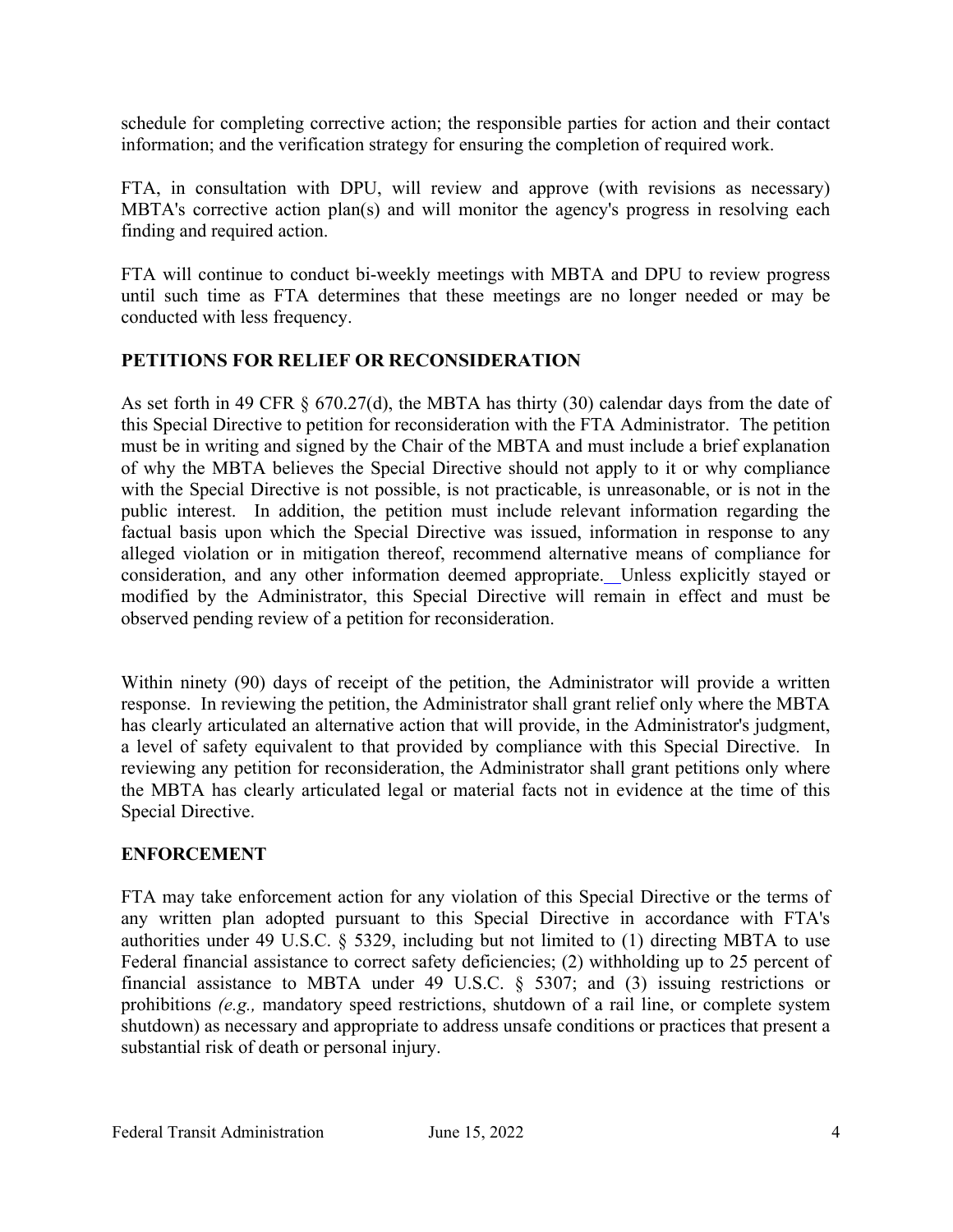schedule for completing corrective action; the responsible parties for action and their contact information; and the verification strategy for ensuring the completion of required work.

FTA, in consultation with DPU, will review and approve (with revisions as necessary) MBTA's corrective action plan(s) and will monitor the agency's progress in resolving each finding and required action.

FTA will continue to conduct bi-weekly meetings with MBTA and DPU to review progress until such time as FTA determines that these meetings are no longer needed or may be conducted with less frequency.

## PETITIONS FOR RELIEF OR RECONSIDERATION

As set forth in 49 CFR § 670.27(d), the MBTA has thirty (30) calendar days from the date of this Special Directive to petition for reconsideration with the FTA Administrator. The petition must be in writing and signed by the Chair of the MBTA and must include a brief explanation of why the MBTA believes the Special Directive should not apply to it or why compliance with the Special Directive is not possible, is not practicable, is unreasonable, or is not in the public interest. In addition, the petition must include relevant information regarding the factual basis upon which the Special Directive was issued, information in response to any alleged violation or in mitigation thereof, recommend alternative means of compliance for consideration, and any other information deemed appropriate. Unless explicitly stayed or modified by the Administrator, this Special Directive will remain in effect and must be observed pending review of a petition for reconsideration.

Within ninety (90) days of receipt of the petition, the Administrator will provide a written response. In reviewing the petition, the Administrator shall grant relief only where the MBTA has clearly articulated an alternative action that will provide, in the Administrator's judgment, a level of safety equivalent to that provided by compliance with this Special Directive. In reviewing any petition for reconsideration, the Administrator shall grant petitions only where the MBTA has clearly articulated legal or material facts not in evidence at the time of this Special Directive.

## ENFORCEMENT

FTA may take enforcement action for any violation of this Special Directive or the terms of any written plan adopted pursuant to this Special Directive in accordance with FTA's authorities under 49 U.S.C. § 5329, including but not limited to (1) directing MBTA to use Federal financial assistance to correct safety deficiencies; (2) withholding up to 25 percent of financial assistance to MBTA under 49 U.S.C. § 5307; and (3) issuing restrictions or prohibitions *(e.g.,* mandatory speed restrictions, shutdown of a rail line, or complete system shutdown) as necessary and appropriate to address unsafe conditions or practices that present a substantial risk of death or personal injury.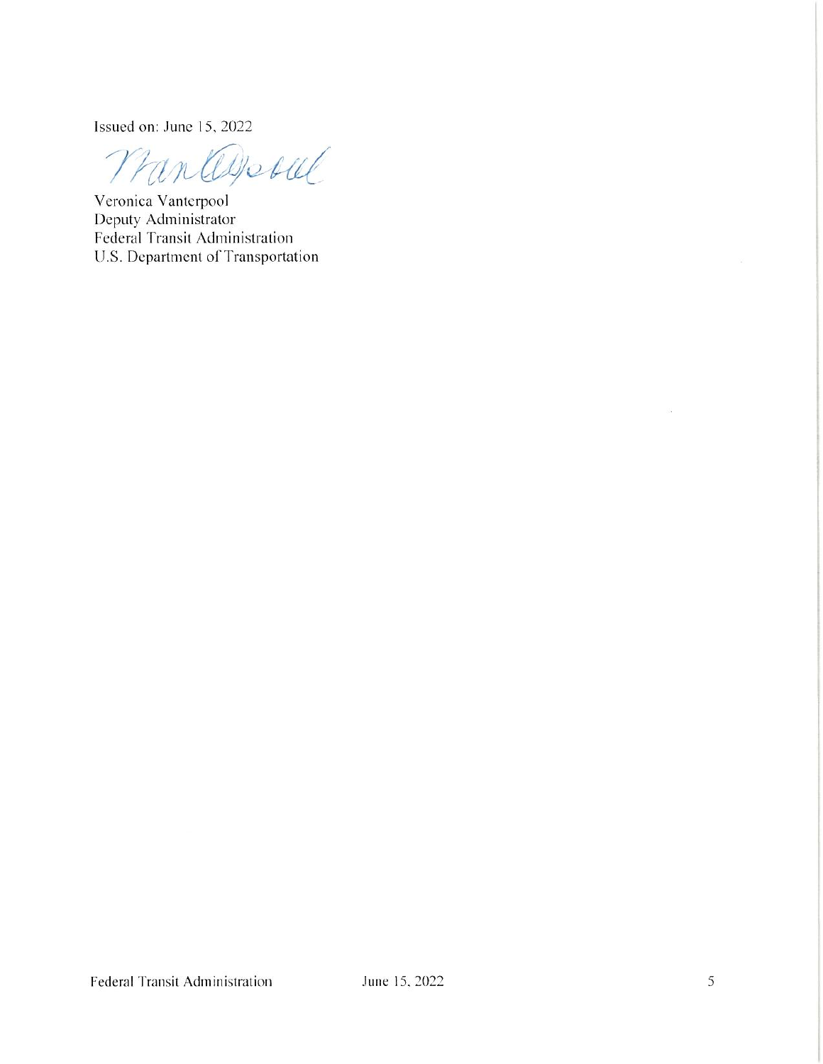Issued on: June 15, 2022

Veronica Vanterpool
Deputy Administrator
Federal Transit Administration
U.S. Department of Transportation